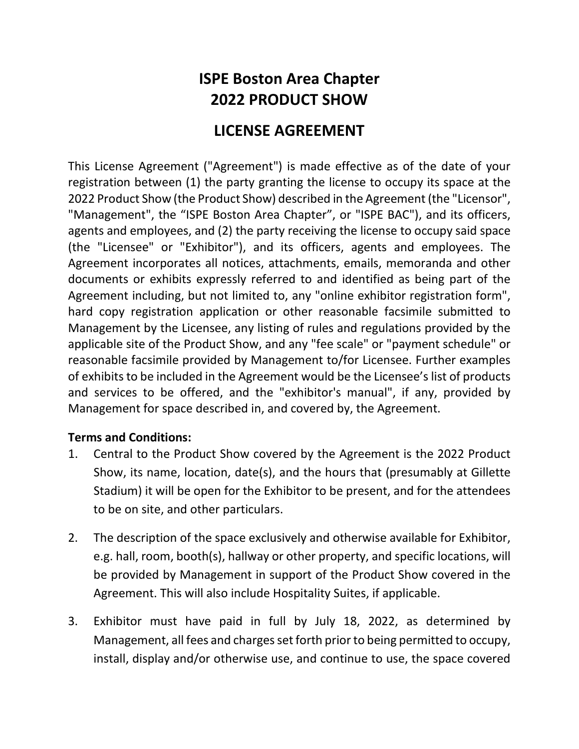# ISPE Boston Area Chapter
# 2022 PRODUCT SHOW

## LICENSE AGREEMENT

This License Agreement ("Agreement") is made effective as of the date of your registration between (1) the party granting the license to occupy its space at the 2022 Product Show (the Product Show) described in the Agreement (the "Licensor", "Management", the "ISPE Boston Area Chapter", or "ISPE BAC"), and its officers, agents and employees, and (2) the party receiving the license to occupy said space (the "Licensee" or "Exhibitor"), and its officers, agents and employees. The Agreement incorporates all notices, attachments, emails, memoranda and other documents or exhibits expressly referred to and identified as being part of the Agreement including, but not limited to, any "online exhibitor registration form", hard copy registration application or other reasonable facsimile submitted to Management by the Licensee, any listing of rules and regulations provided by the applicable site of the Product Show, and any "fee scale" or "payment schedule" or reasonable facsimile provided by Management to/for Licensee. Further examples of exhibits to be included in the Agreement would be the Licensee's list of products and services to be offered, and the "exhibitor's manual", if any, provided by Management for space described in, and covered by, the Agreement.

**Terms and Conditions:**

1. Central to the Product Show covered by the Agreement is the 2022 Product Show, its name, location, date(s), and the hours that (presumably at Gillette Stadium) it will be open for the Exhibitor to be present, and for the attendees to be on site, and other particulars.

2. The description of the space exclusively and otherwise available for Exhibitor, e.g. hall, room, booth(s), hallway or other property, and specific locations, will be provided by Management in support of the Product Show covered in the Agreement. This will also include Hospitality Suites, if applicable.

3. Exhibitor must have paid in full by July 18, 2022, as determined by Management, all fees and charges set forth prior to being permitted to occupy, install, display and/or otherwise use, and continue to use, the space covered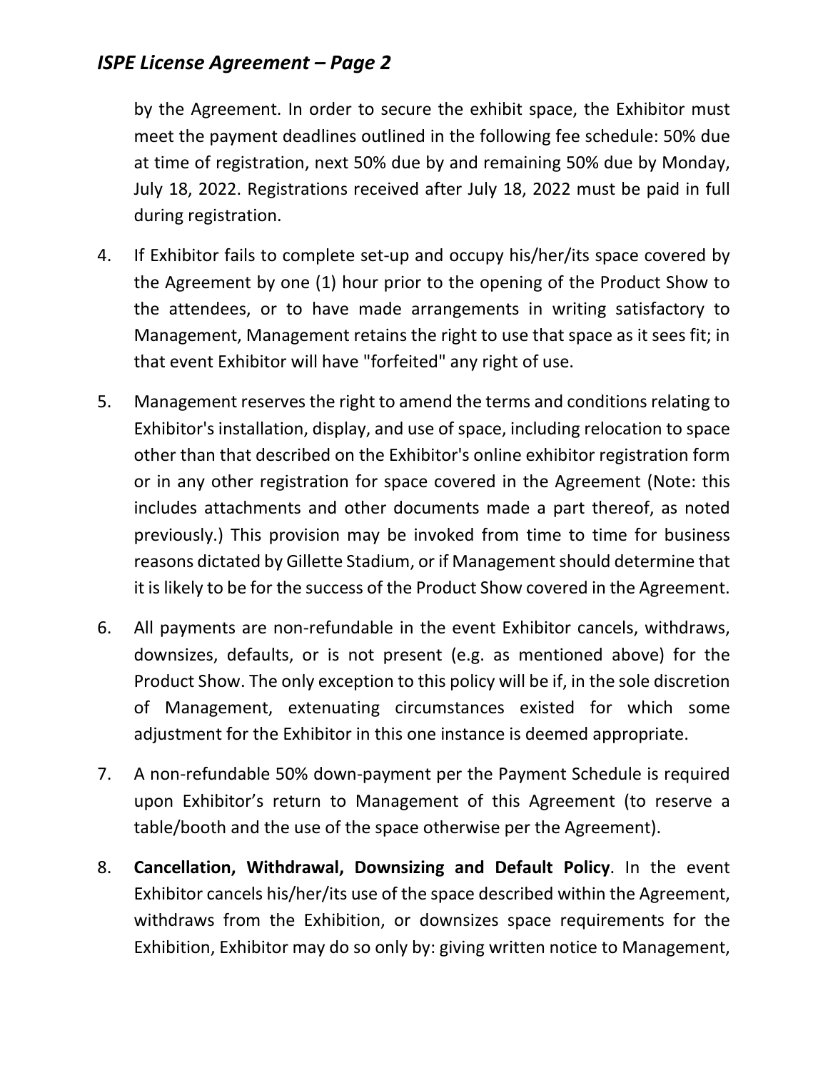by the Agreement. In order to secure the exhibit space, the Exhibitor must meet the payment deadlines outlined in the following fee schedule: 50% due at time of registration, next 50% due by and remaining 50% due by Monday, July 18, 2022. Registrations received after July 18, 2022 must be paid in full during registration.

4. If Exhibitor fails to complete set-up and occupy his/her/its space covered by the Agreement by one (1) hour prior to the opening of the Product Show to the attendees, or to have made arrangements in writing satisfactory to Management, Management retains the right to use that space as it sees fit; in that event Exhibitor will have "forfeited" any right of use.

5. Management reserves the right to amend the terms and conditions relating to Exhibitor's installation, display, and use of space, including relocation to space other than that described on the Exhibitor's online exhibitor registration form or in any other registration for space covered in the Agreement (Note: this includes attachments and other documents made a part thereof, as noted previously.) This provision may be invoked from time to time for business reasons dictated by Gillette Stadium, or if Management should determine that it is likely to be for the success of the Product Show covered in the Agreement.

6. All payments are non-refundable in the event Exhibitor cancels, withdraws, downsizes, defaults, or is not present (e.g. as mentioned above) for the Product Show. The only exception to this policy will be if, in the sole discretion of Management, extenuating circumstances existed for which some adjustment for the Exhibitor in this one instance is deemed appropriate.

7. A non-refundable 50% down-payment per the Payment Schedule is required upon Exhibitor's return to Management of this Agreement (to reserve a table/booth and the use of the space otherwise per the Agreement).

8. **Cancellation, Withdrawal, Downsizing and Default Policy**. In the event Exhibitor cancels his/her/its use of the space described within the Agreement, withdraws from the Exhibition, or downsizes space requirements for the Exhibition, Exhibitor may do so only by: giving written notice to Management,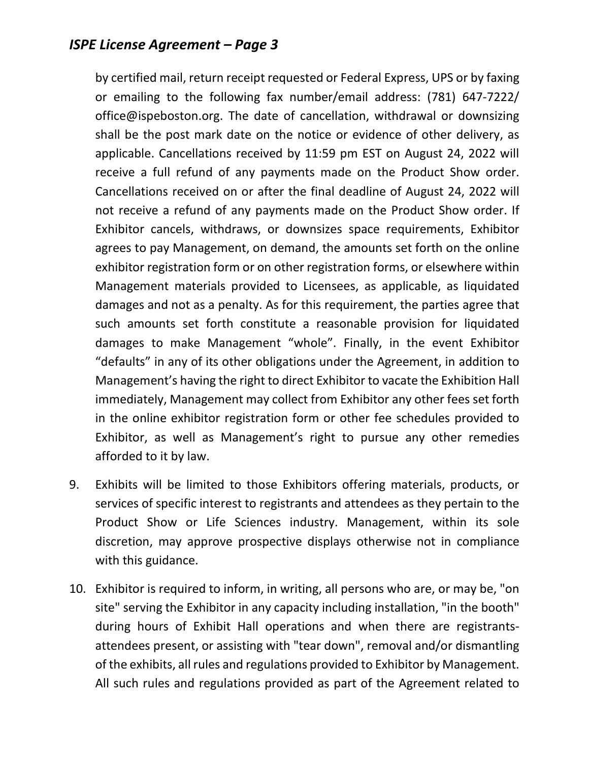by certified mail, return receipt requested or Federal Express, UPS or by faxing or emailing to the following fax number/email address: (781) 647-7222/ office@ispeboston.org. The date of cancellation, withdrawal or downsizing shall be the post mark date on the notice or evidence of other delivery, as applicable. Cancellations received by 11:59 pm EST on August 24, 2022 will receive a full refund of any payments made on the Product Show order. Cancellations received on or after the final deadline of August 24, 2022 will not receive a refund of any payments made on the Product Show order. If Exhibitor cancels, withdraws, or downsizes space requirements, Exhibitor agrees to pay Management, on demand, the amounts set forth on the online exhibitor registration form or on other registration forms, or elsewhere within Management materials provided to Licensees, as applicable, as liquidated damages and not as a penalty. As for this requirement, the parties agree that such amounts set forth constitute a reasonable provision for liquidated damages to make Management "whole". Finally, in the event Exhibitor "defaults" in any of its other obligations under the Agreement, in addition to Management's having the right to direct Exhibitor to vacate the Exhibition Hall immediately, Management may collect from Exhibitor any other fees set forth in the online exhibitor registration form or other fee schedules provided to Exhibitor, as well as Management's right to pursue any other remedies afforded to it by law.

9. Exhibits will be limited to those Exhibitors offering materials, products, or services of specific interest to registrants and attendees as they pertain to the Product Show or Life Sciences industry. Management, within its sole discretion, may approve prospective displays otherwise not in compliance with this guidance.

10. Exhibitor is required to inform, in writing, all persons who are, or may be, "on site" serving the Exhibitor in any capacity including installation, "in the booth" during hours of Exhibit Hall operations and when there are registrants-attendees present, or assisting with "tear down", removal and/or dismantling of the exhibits, all rules and regulations provided to Exhibitor by Management. All such rules and regulations provided as part of the Agreement related to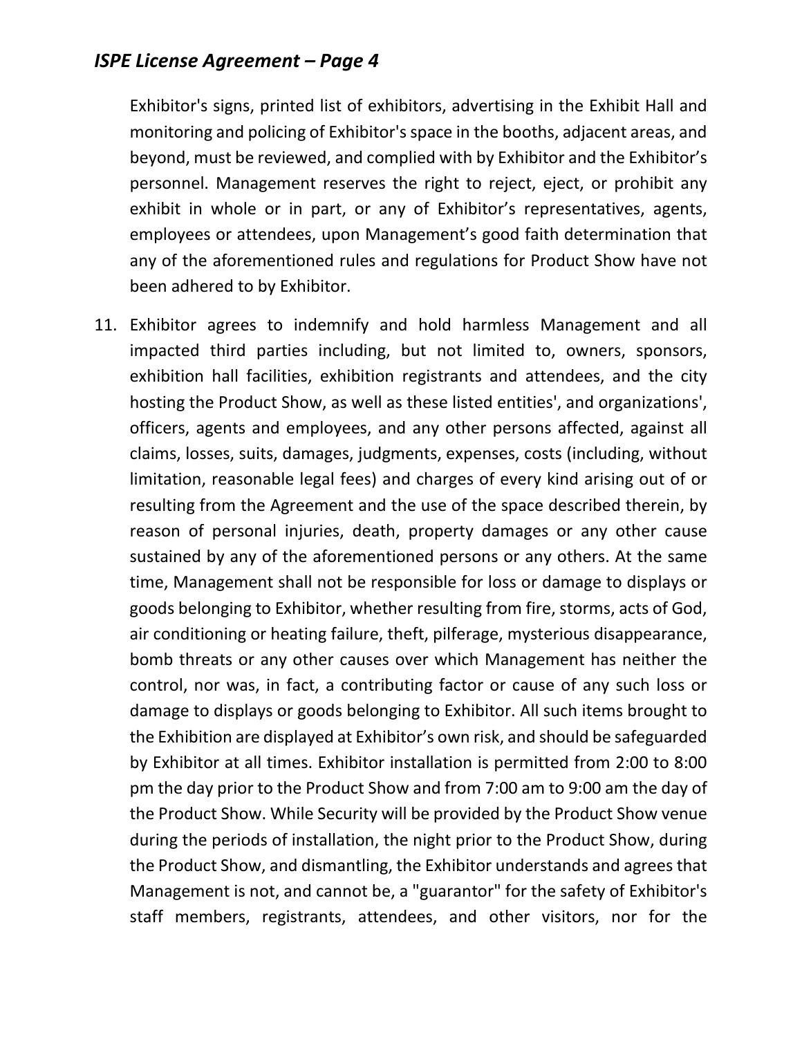Exhibitor's signs, printed list of exhibitors, advertising in the Exhibit Hall and monitoring and policing of Exhibitor's space in the booths, adjacent areas, and beyond, must be reviewed, and complied with by Exhibitor and the Exhibitor's personnel. Management reserves the right to reject, eject, or prohibit any exhibit in whole or in part, or any of Exhibitor's representatives, agents, employees or attendees, upon Management's good faith determination that any of the aforementioned rules and regulations for Product Show have not been adhered to by Exhibitor.

11. Exhibitor agrees to indemnify and hold harmless Management and all impacted third parties including, but not limited to, owners, sponsors, exhibition hall facilities, exhibition registrants and attendees, and the city hosting the Product Show, as well as these listed entities', and organizations', officers, agents and employees, and any other persons affected, against all claims, losses, suits, damages, judgments, expenses, costs (including, without limitation, reasonable legal fees) and charges of every kind arising out of or resulting from the Agreement and the use of the space described therein, by reason of personal injuries, death, property damages or any other cause sustained by any of the aforementioned persons or any others. At the same time, Management shall not be responsible for loss or damage to displays or goods belonging to Exhibitor, whether resulting from fire, storms, acts of God, air conditioning or heating failure, theft, pilferage, mysterious disappearance, bomb threats or any other causes over which Management has neither the control, nor was, in fact, a contributing factor or cause of any such loss or damage to displays or goods belonging to Exhibitor. All such items brought to the Exhibition are displayed at Exhibitor's own risk, and should be safeguarded by Exhibitor at all times. Exhibitor installation is permitted from 2:00 to 8:00 pm the day prior to the Product Show and from 7:00 am to 9:00 am the day of the Product Show. While Security will be provided by the Product Show venue during the periods of installation, the night prior to the Product Show, during the Product Show, and dismantling, the Exhibitor understands and agrees that Management is not, and cannot be, a "guarantor" for the safety of Exhibitor's staff members, registrants, attendees, and other visitors, nor for the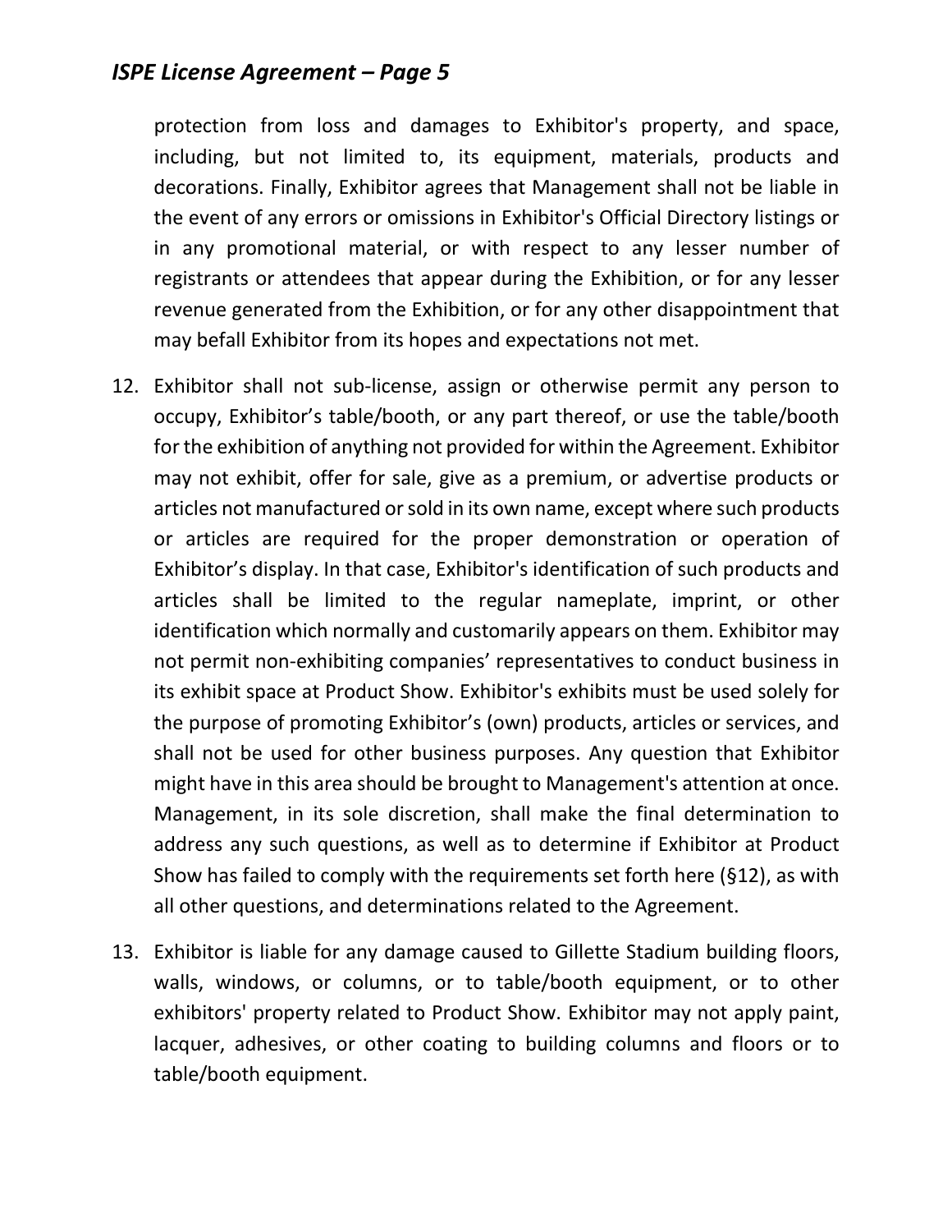protection from loss and damages to Exhibitor's property, and space, including, but not limited to, its equipment, materials, products and decorations. Finally, Exhibitor agrees that Management shall not be liable in the event of any errors or omissions in Exhibitor's Official Directory listings or in any promotional material, or with respect to any lesser number of registrants or attendees that appear during the Exhibition, or for any lesser revenue generated from the Exhibition, or for any other disappointment that may befall Exhibitor from its hopes and expectations not met.

12. Exhibitor shall not sub-license, assign or otherwise permit any person to occupy, Exhibitor's table/booth, or any part thereof, or use the table/booth for the exhibition of anything not provided for within the Agreement. Exhibitor may not exhibit, offer for sale, give as a premium, or advertise products or articles not manufactured or sold in its own name, except where such products or articles are required for the proper demonstration or operation of Exhibitor's display. In that case, Exhibitor's identification of such products and articles shall be limited to the regular nameplate, imprint, or other identification which normally and customarily appears on them. Exhibitor may not permit non-exhibiting companies' representatives to conduct business in its exhibit space at Product Show. Exhibitor's exhibits must be used solely for the purpose of promoting Exhibitor's (own) products, articles or services, and shall not be used for other business purposes. Any question that Exhibitor might have in this area should be brought to Management's attention at once. Management, in its sole discretion, shall make the final determination to address any such questions, as well as to determine if Exhibitor at Product Show has failed to comply with the requirements set forth here (§12), as with all other questions, and determinations related to the Agreement.

13. Exhibitor is liable for any damage caused to Gillette Stadium building floors, walls, windows, or columns, or to table/booth equipment, or to other exhibitors' property related to Product Show. Exhibitor may not apply paint, lacquer, adhesives, or other coating to building columns and floors or to table/booth equipment.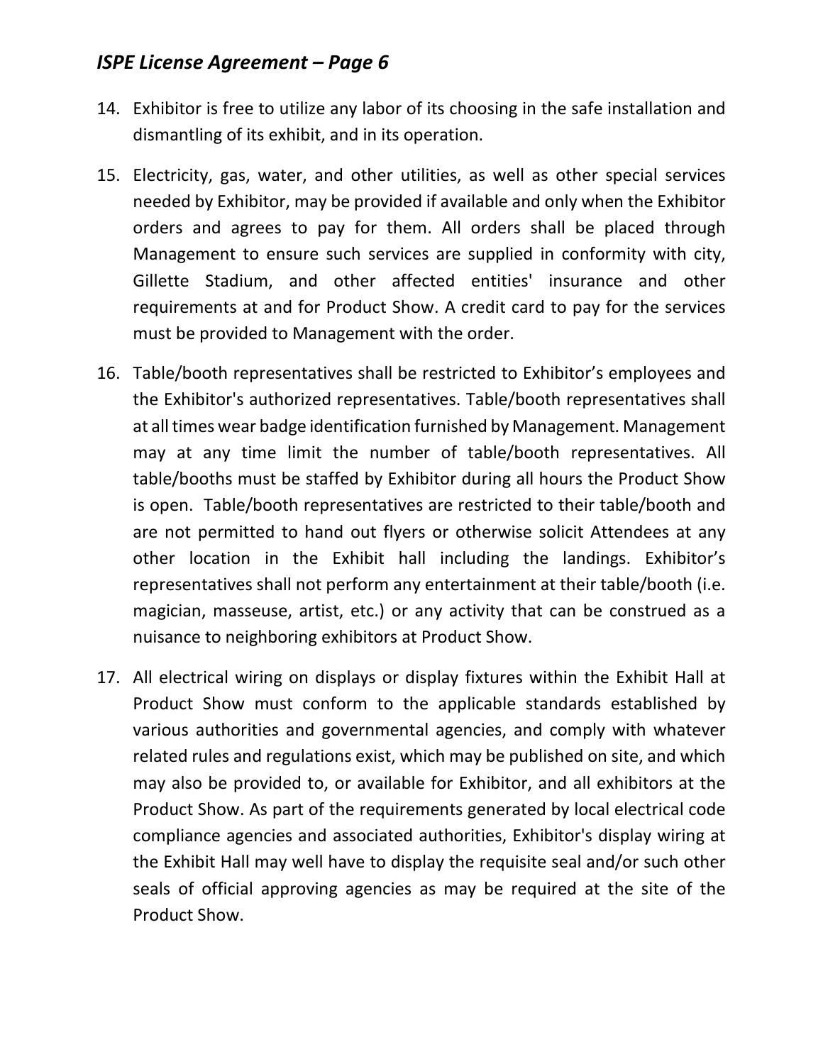14. Exhibitor is free to utilize any labor of its choosing in the safe installation and dismantling of its exhibit, and in its operation.

15. Electricity, gas, water, and other utilities, as well as other special services needed by Exhibitor, may be provided if available and only when the Exhibitor orders and agrees to pay for them. All orders shall be placed through Management to ensure such services are supplied in conformity with city, Gillette Stadium, and other affected entities' insurance and other requirements at and for Product Show. A credit card to pay for the services must be provided to Management with the order.

16. Table/booth representatives shall be restricted to Exhibitor's employees and the Exhibitor's authorized representatives. Table/booth representatives shall at all times wear badge identification furnished by Management. Management may at any time limit the number of table/booth representatives. All table/booths must be staffed by Exhibitor during all hours the Product Show is open. Table/booth representatives are restricted to their table/booth and are not permitted to hand out flyers or otherwise solicit Attendees at any other location in the Exhibit hall including the landings. Exhibitor's representatives shall not perform any entertainment at their table/booth (i.e. magician, masseuse, artist, etc.) or any activity that can be construed as a nuisance to neighboring exhibitors at Product Show.

17. All electrical wiring on displays or display fixtures within the Exhibit Hall at Product Show must conform to the applicable standards established by various authorities and governmental agencies, and comply with whatever related rules and regulations exist, which may be published on site, and which may also be provided to, or available for Exhibitor, and all exhibitors at the Product Show. As part of the requirements generated by local electrical code compliance agencies and associated authorities, Exhibitor's display wiring at the Exhibit Hall may well have to display the requisite seal and/or such other seals of official approving agencies as may be required at the site of the Product Show.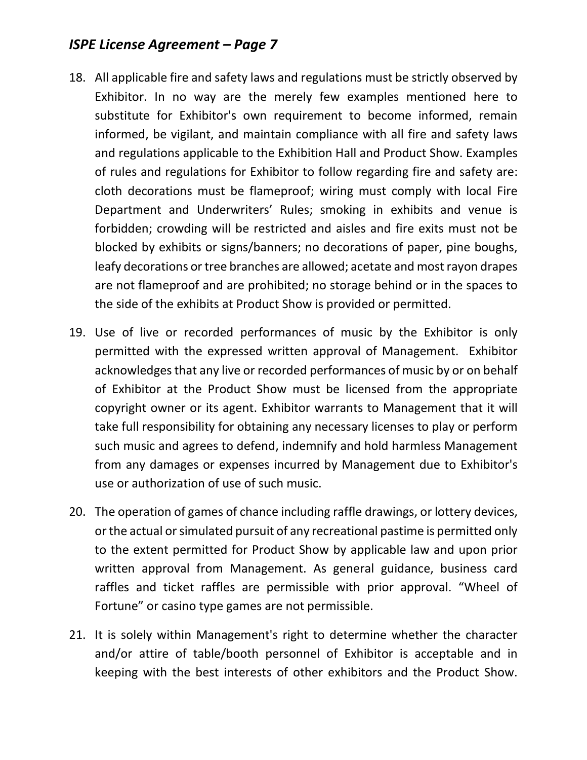18. All applicable fire and safety laws and regulations must be strictly observed by Exhibitor. In no way are the merely few examples mentioned here to substitute for Exhibitor's own requirement to become informed, remain informed, be vigilant, and maintain compliance with all fire and safety laws and regulations applicable to the Exhibition Hall and Product Show. Examples of rules and regulations for Exhibitor to follow regarding fire and safety are: cloth decorations must be flameproof; wiring must comply with local Fire Department and Underwriters' Rules; smoking in exhibits and venue is forbidden; crowding will be restricted and aisles and fire exits must not be blocked by exhibits or signs/banners; no decorations of paper, pine boughs, leafy decorations or tree branches are allowed; acetate and most rayon drapes are not flameproof and are prohibited; no storage behind or in the spaces to the side of the exhibits at Product Show is provided or permitted.

19. Use of live or recorded performances of music by the Exhibitor is only permitted with the expressed written approval of Management. Exhibitor acknowledges that any live or recorded performances of music by or on behalf of Exhibitor at the Product Show must be licensed from the appropriate copyright owner or its agent. Exhibitor warrants to Management that it will take full responsibility for obtaining any necessary licenses to play or perform such music and agrees to defend, indemnify and hold harmless Management from any damages or expenses incurred by Management due to Exhibitor's use or authorization of use of such music.

20. The operation of games of chance including raffle drawings, or lottery devices, or the actual or simulated pursuit of any recreational pastime is permitted only to the extent permitted for Product Show by applicable law and upon prior written approval from Management. As general guidance, business card raffles and ticket raffles are permissible with prior approval. "Wheel of Fortune" or casino type games are not permissible.

21. It is solely within Management's right to determine whether the character and/or attire of table/booth personnel of Exhibitor is acceptable and in keeping with the best interests of other exhibitors and the Product Show.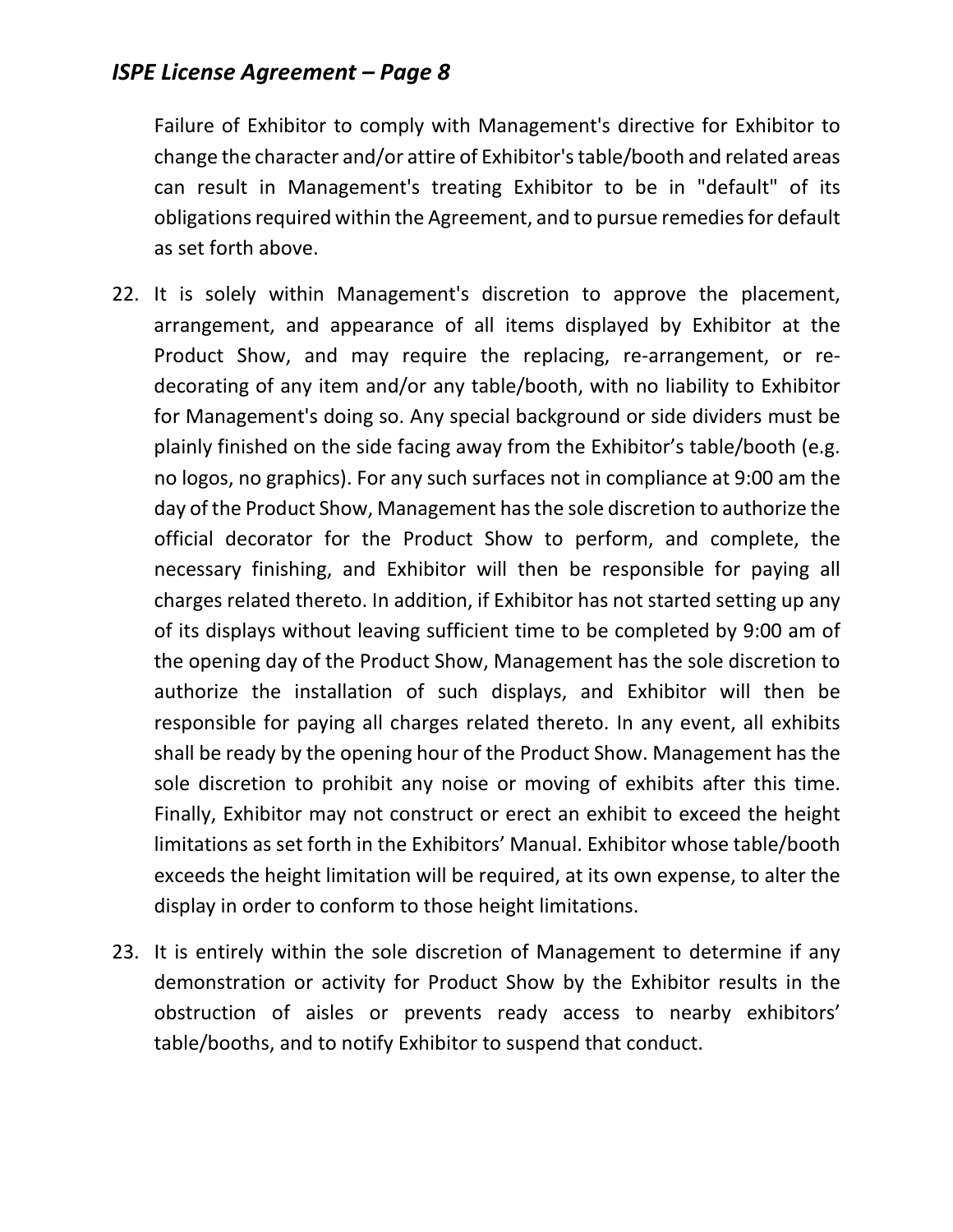Failure of Exhibitor to comply with Management's directive for Exhibitor to change the character and/or attire of Exhibitor's table/booth and related areas can result in Management's treating Exhibitor to be in "default" of its obligations required within the Agreement, and to pursue remedies for default as set forth above.

22. It is solely within Management's discretion to approve the placement, arrangement, and appearance of all items displayed by Exhibitor at the Product Show, and may require the replacing, re-arrangement, or re-decorating of any item and/or any table/booth, with no liability to Exhibitor for Management's doing so. Any special background or side dividers must be plainly finished on the side facing away from the Exhibitor's table/booth (e.g. no logos, no graphics). For any such surfaces not in compliance at 9:00 am the day of the Product Show, Management has the sole discretion to authorize the official decorator for the Product Show to perform, and complete, the necessary finishing, and Exhibitor will then be responsible for paying all charges related thereto. In addition, if Exhibitor has not started setting up any of its displays without leaving sufficient time to be completed by 9:00 am of the opening day of the Product Show, Management has the sole discretion to authorize the installation of such displays, and Exhibitor will then be responsible for paying all charges related thereto. In any event, all exhibits shall be ready by the opening hour of the Product Show. Management has the sole discretion to prohibit any noise or moving of exhibits after this time. Finally, Exhibitor may not construct or erect an exhibit to exceed the height limitations as set forth in the Exhibitors' Manual. Exhibitor whose table/booth exceeds the height limitation will be required, at its own expense, to alter the display in order to conform to those height limitations.

23. It is entirely within the sole discretion of Management to determine if any demonstration or activity for Product Show by the Exhibitor results in the obstruction of aisles or prevents ready access to nearby exhibitors' table/booths, and to notify Exhibitor to suspend that conduct.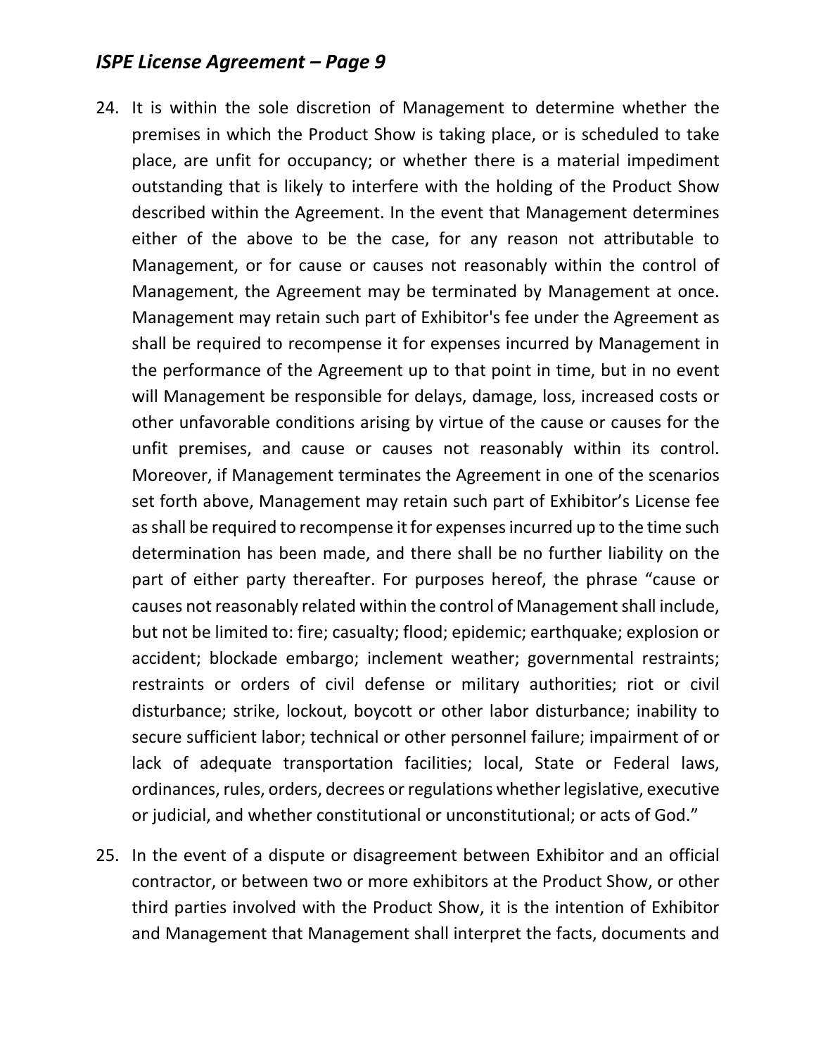24. It is within the sole discretion of Management to determine whether the premises in which the Product Show is taking place, or is scheduled to take place, are unfit for occupancy; or whether there is a material impediment outstanding that is likely to interfere with the holding of the Product Show described within the Agreement. In the event that Management determines either of the above to be the case, for any reason not attributable to Management, or for cause or causes not reasonably within the control of Management, the Agreement may be terminated by Management at once. Management may retain such part of Exhibitor's fee under the Agreement as shall be required to recompense it for expenses incurred by Management in the performance of the Agreement up to that point in time, but in no event will Management be responsible for delays, damage, loss, increased costs or other unfavorable conditions arising by virtue of the cause or causes for the unfit premises, and cause or causes not reasonably within its control. Moreover, if Management terminates the Agreement in one of the scenarios set forth above, Management may retain such part of Exhibitor's License fee as shall be required to recompense it for expenses incurred up to the time such determination has been made, and there shall be no further liability on the part of either party thereafter. For purposes hereof, the phrase "cause or causes not reasonably related within the control of Management shall include, but not be limited to: fire; casualty; flood; epidemic; earthquake; explosion or accident; blockade embargo; inclement weather; governmental restraints; restraints or orders of civil defense or military authorities; riot or civil disturbance; strike, lockout, boycott or other labor disturbance; inability to secure sufficient labor; technical or other personnel failure; impairment of or lack of adequate transportation facilities; local, State or Federal laws, ordinances, rules, orders, decrees or regulations whether legislative, executive or judicial, and whether constitutional or unconstitutional; or acts of God."

25. In the event of a dispute or disagreement between Exhibitor and an official contractor, or between two or more exhibitors at the Product Show, or other third parties involved with the Product Show, it is the intention of Exhibitor and Management that Management shall interpret the facts, documents and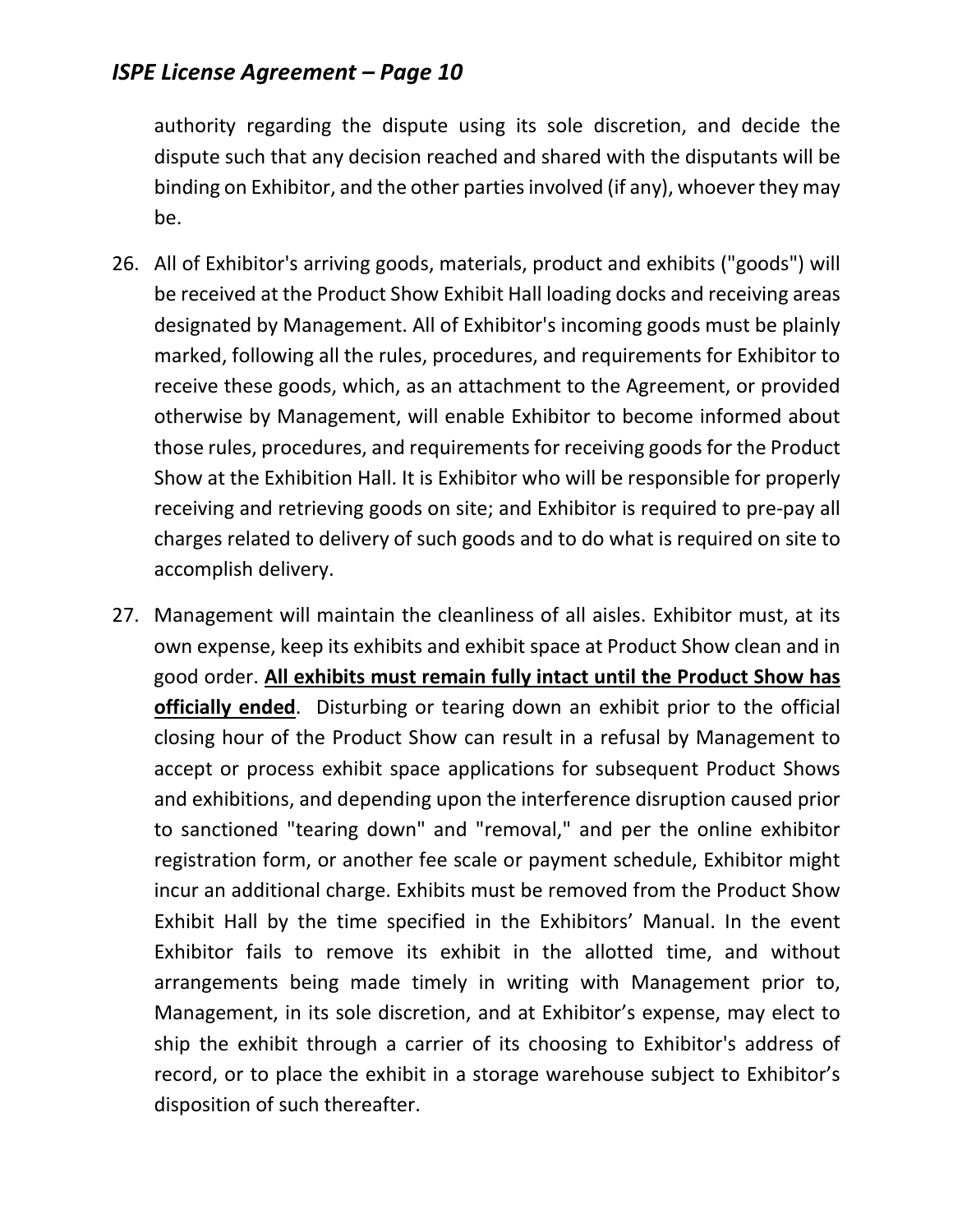authority regarding the dispute using its sole discretion, and decide the dispute such that any decision reached and shared with the disputants will be binding on Exhibitor, and the other parties involved (if any), whoever they may be.

26. All of Exhibitor's arriving goods, materials, product and exhibits ("goods") will be received at the Product Show Exhibit Hall loading docks and receiving areas designated by Management. All of Exhibitor's incoming goods must be plainly marked, following all the rules, procedures, and requirements for Exhibitor to receive these goods, which, as an attachment to the Agreement, or provided otherwise by Management, will enable Exhibitor to become informed about those rules, procedures, and requirements for receiving goods for the Product Show at the Exhibition Hall. It is Exhibitor who will be responsible for properly receiving and retrieving goods on site; and Exhibitor is required to pre-pay all charges related to delivery of such goods and to do what is required on site to accomplish delivery.

27. Management will maintain the cleanliness of all aisles. Exhibitor must, at its own expense, keep its exhibits and exhibit space at Product Show clean and in good order. <u>**All exhibits must remain fully intact until the Product Show has officially ended**</u>. Disturbing or tearing down an exhibit prior to the official closing hour of the Product Show can result in a refusal by Management to accept or process exhibit space applications for subsequent Product Shows and exhibitions, and depending upon the interference disruption caused prior to sanctioned "tearing down" and "removal," and per the online exhibitor registration form, or another fee scale or payment schedule, Exhibitor might incur an additional charge. Exhibits must be removed from the Product Show Exhibit Hall by the time specified in the Exhibitors' Manual. In the event Exhibitor fails to remove its exhibit in the allotted time, and without arrangements being made timely in writing with Management prior to, Management, in its sole discretion, and at Exhibitor's expense, may elect to ship the exhibit through a carrier of its choosing to Exhibitor's address of record, or to place the exhibit in a storage warehouse subject to Exhibitor's disposition of such thereafter.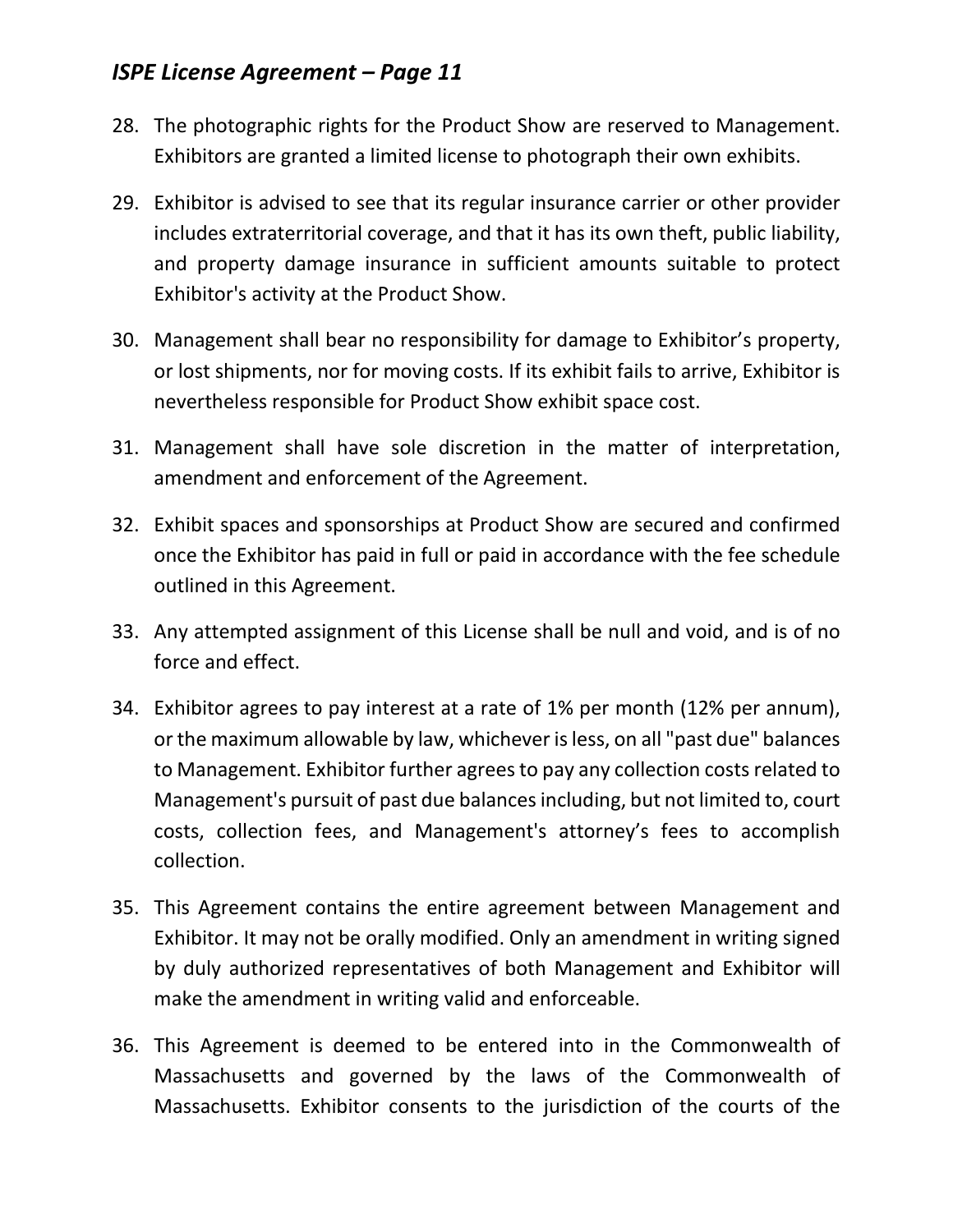28. The photographic rights for the Product Show are reserved to Management. Exhibitors are granted a limited license to photograph their own exhibits.
29. Exhibitor is advised to see that its regular insurance carrier or other provider includes extraterritorial coverage, and that it has its own theft, public liability, and property damage insurance in sufficient amounts suitable to protect Exhibitor's activity at the Product Show.
30. Management shall bear no responsibility for damage to Exhibitor's property, or lost shipments, nor for moving costs. If its exhibit fails to arrive, Exhibitor is nevertheless responsible for Product Show exhibit space cost.
31. Management shall have sole discretion in the matter of interpretation, amendment and enforcement of the Agreement.
32. Exhibit spaces and sponsorships at Product Show are secured and confirmed once the Exhibitor has paid in full or paid in accordance with the fee schedule outlined in this Agreement.
33. Any attempted assignment of this License shall be null and void, and is of no force and effect.
34. Exhibitor agrees to pay interest at a rate of 1% per month (12% per annum), or the maximum allowable by law, whichever is less, on all "past due" balances to Management. Exhibitor further agrees to pay any collection costs related to Management's pursuit of past due balances including, but not limited to, court costs, collection fees, and Management's attorney's fees to accomplish collection.
35. This Agreement contains the entire agreement between Management and Exhibitor. It may not be orally modified. Only an amendment in writing signed by duly authorized representatives of both Management and Exhibitor will make the amendment in writing valid and enforceable.
36. This Agreement is deemed to be entered into in the Commonwealth of Massachusetts and governed by the laws of the Commonwealth of Massachusetts. Exhibitor consents to the jurisdiction of the courts of the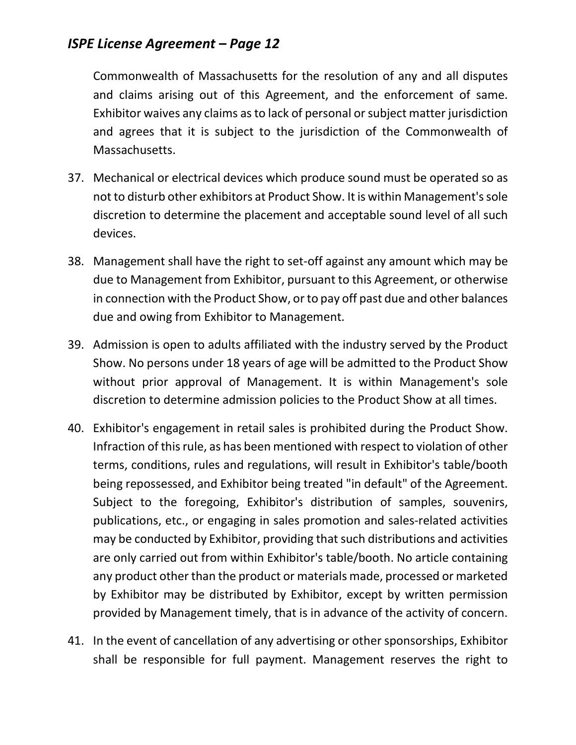Commonwealth of Massachusetts for the resolution of any and all disputes and claims arising out of this Agreement, and the enforcement of same. Exhibitor waives any claims as to lack of personal or subject matter jurisdiction and agrees that it is subject to the jurisdiction of the Commonwealth of Massachusetts.

37. Mechanical or electrical devices which produce sound must be operated so as not to disturb other exhibitors at Product Show. It is within Management's sole discretion to determine the placement and acceptable sound level of all such devices.

38. Management shall have the right to set-off against any amount which may be due to Management from Exhibitor, pursuant to this Agreement, or otherwise in connection with the Product Show, or to pay off past due and other balances due and owing from Exhibitor to Management.

39. Admission is open to adults affiliated with the industry served by the Product Show. No persons under 18 years of age will be admitted to the Product Show without prior approval of Management. It is within Management's sole discretion to determine admission policies to the Product Show at all times.

40. Exhibitor's engagement in retail sales is prohibited during the Product Show. Infraction of this rule, as has been mentioned with respect to violation of other terms, conditions, rules and regulations, will result in Exhibitor's table/booth being repossessed, and Exhibitor being treated "in default" of the Agreement. Subject to the foregoing, Exhibitor's distribution of samples, souvenirs, publications, etc., or engaging in sales promotion and sales-related activities may be conducted by Exhibitor, providing that such distributions and activities are only carried out from within Exhibitor's table/booth. No article containing any product other than the product or materials made, processed or marketed by Exhibitor may be distributed by Exhibitor, except by written permission provided by Management timely, that is in advance of the activity of concern.

41. In the event of cancellation of any advertising or other sponsorships, Exhibitor shall be responsible for full payment. Management reserves the right to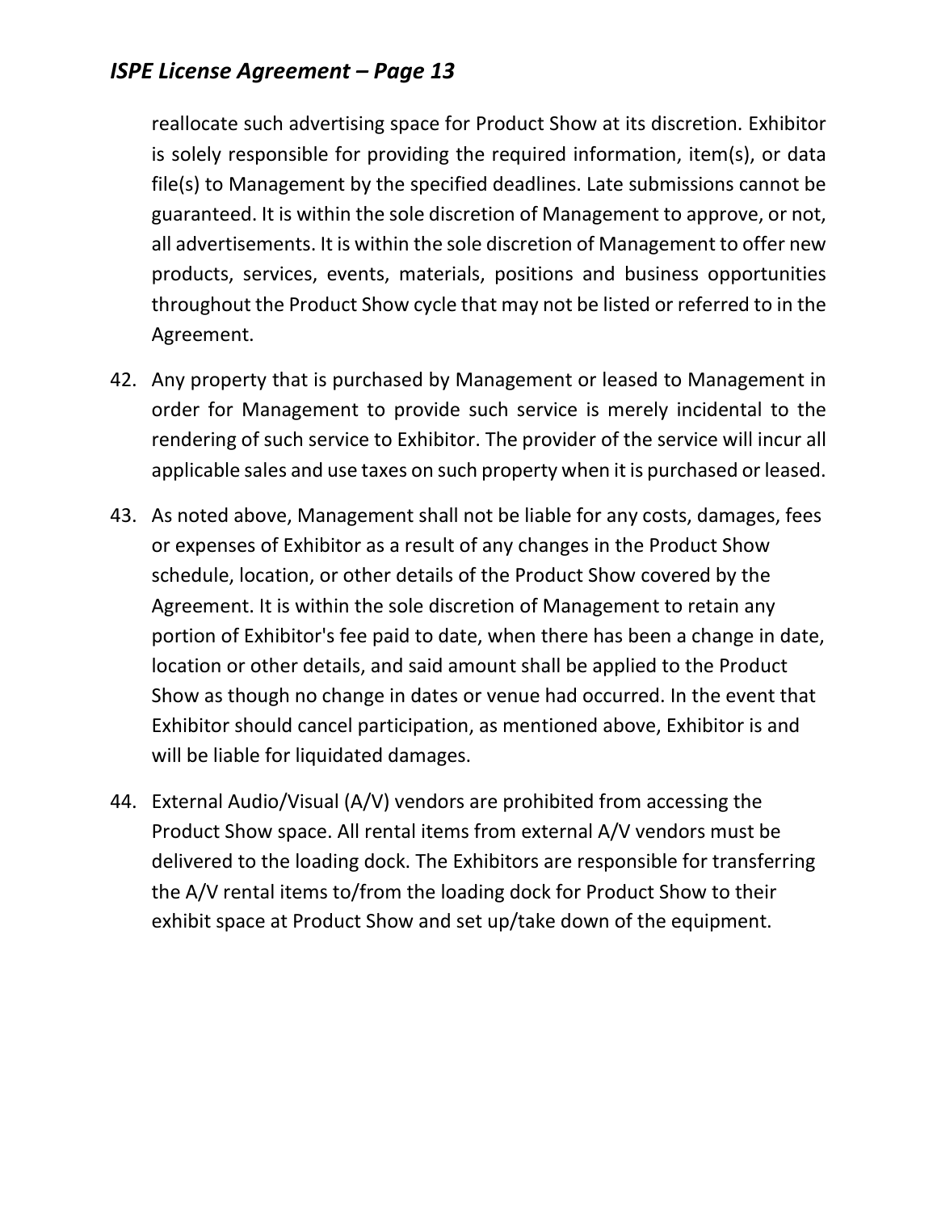reallocate such advertising space for Product Show at its discretion. Exhibitor is solely responsible for providing the required information, item(s), or data file(s) to Management by the specified deadlines. Late submissions cannot be guaranteed. It is within the sole discretion of Management to approve, or not, all advertisements. It is within the sole discretion of Management to offer new products, services, events, materials, positions and business opportunities throughout the Product Show cycle that may not be listed or referred to in the Agreement.

42. Any property that is purchased by Management or leased to Management in order for Management to provide such service is merely incidental to the rendering of such service to Exhibitor. The provider of the service will incur all applicable sales and use taxes on such property when it is purchased or leased.

43. As noted above, Management shall not be liable for any costs, damages, fees or expenses of Exhibitor as a result of any changes in the Product Show schedule, location, or other details of the Product Show covered by the Agreement. It is within the sole discretion of Management to retain any portion of Exhibitor's fee paid to date, when there has been a change in date, location or other details, and said amount shall be applied to the Product Show as though no change in dates or venue had occurred. In the event that Exhibitor should cancel participation, as mentioned above, Exhibitor is and will be liable for liquidated damages.

44. External Audio/Visual (A/V) vendors are prohibited from accessing the Product Show space. All rental items from external A/V vendors must be delivered to the loading dock. The Exhibitors are responsible for transferring the A/V rental items to/from the loading dock for Product Show to their exhibit space at Product Show and set up/take down of the equipment.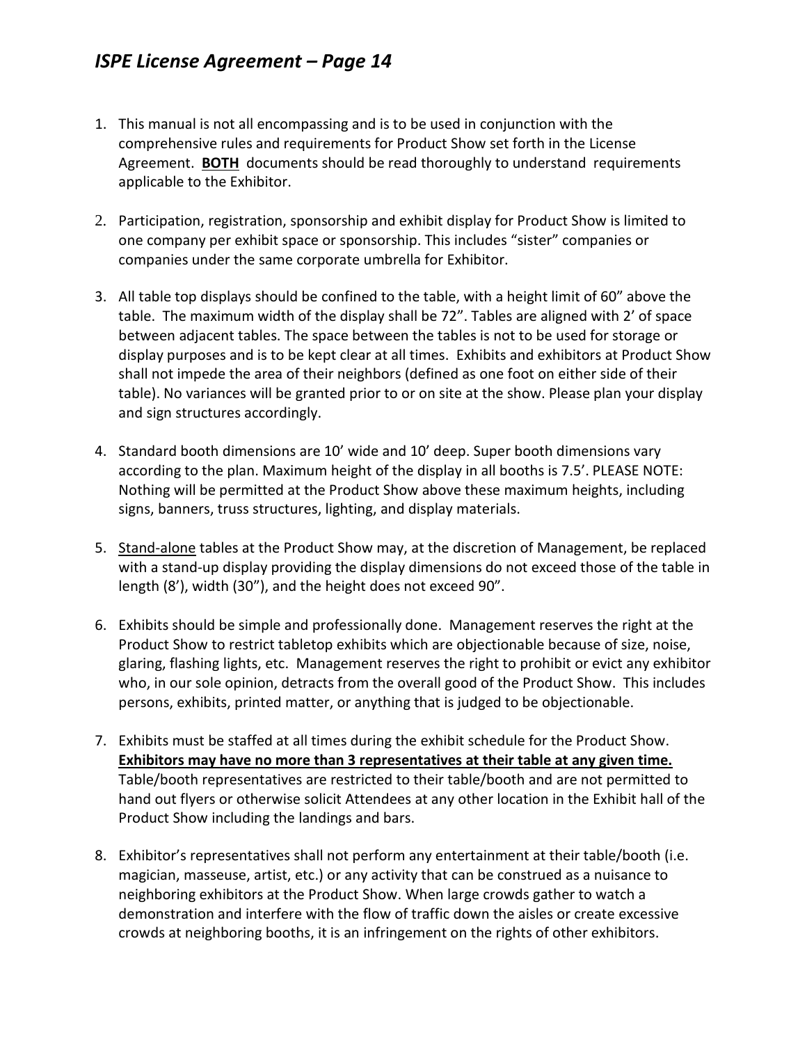1. This manual is not all encompassing and is to be used in conjunction with the comprehensive rules and requirements for Product Show set forth in the License Agreement. **BOTH** documents should be read thoroughly to understand requirements applicable to the Exhibitor.

2. Participation, registration, sponsorship and exhibit display for Product Show is limited to one company per exhibit space or sponsorship. This includes "sister" companies or companies under the same corporate umbrella for Exhibitor.

3. All table top displays should be confined to the table, with a height limit of 60" above the table. The maximum width of the display shall be 72". Tables are aligned with 2' of space between adjacent tables. The space between the tables is not to be used for storage or display purposes and is to be kept clear at all times. Exhibits and exhibitors at Product Show shall not impede the area of their neighbors (defined as one foot on either side of their table). No variances will be granted prior to or on site at the show. Please plan your display and sign structures accordingly.

4. Standard booth dimensions are 10' wide and 10' deep. Super booth dimensions vary according to the plan. Maximum height of the display in all booths is 7.5'. PLEASE NOTE: Nothing will be permitted at the Product Show above these maximum heights, including signs, banners, truss structures, lighting, and display materials.

5. Stand-alone tables at the Product Show may, at the discretion of Management, be replaced with a stand-up display providing the display dimensions do not exceed those of the table in length (8'), width (30"), and the height does not exceed 90".

6. Exhibits should be simple and professionally done. Management reserves the right at the Product Show to restrict tabletop exhibits which are objectionable because of size, noise, glaring, flashing lights, etc. Management reserves the right to prohibit or evict any exhibitor who, in our sole opinion, detracts from the overall good of the Product Show. This includes persons, exhibits, printed matter, or anything that is judged to be objectionable.

7. Exhibits must be staffed at all times during the exhibit schedule for the Product Show. **Exhibitors may have no more than 3 representatives at their table at any given time.** Table/booth representatives are restricted to their table/booth and are not permitted to hand out flyers or otherwise solicit Attendees at any other location in the Exhibit hall of the Product Show including the landings and bars.

8. Exhibitor's representatives shall not perform any entertainment at their table/booth (i.e. magician, masseuse, artist, etc.) or any activity that can be construed as a nuisance to neighboring exhibitors at the Product Show. When large crowds gather to watch a demonstration and interfere with the flow of traffic down the aisles or create excessive crowds at neighboring booths, it is an infringement on the rights of other exhibitors.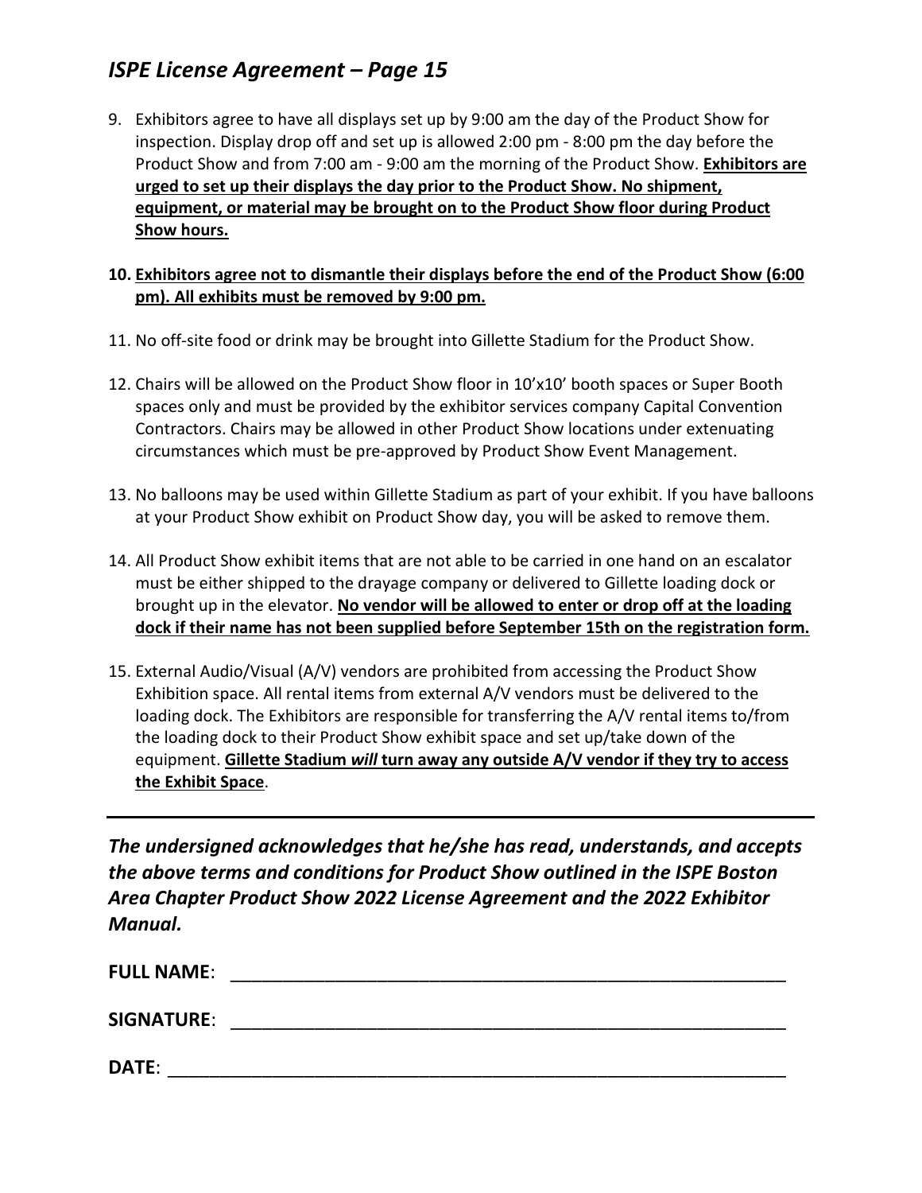# *ISPE License Agreement – Page 15*

9. Exhibitors agree to have all displays set up by 9:00 am the day of the Product Show for inspection. Display drop off and set up is allowed 2:00 pm - 8:00 pm the day before the Product Show and from 7:00 am - 9:00 am the morning of the Product Show. **Exhibitors are urged to set up their displays the day prior to the Product Show. No shipment, equipment, or material may be brought on to the Product Show floor during Product Show hours.**

10. **Exhibitors agree not to dismantle their displays before the end of the Product Show (6:00 pm). All exhibits must be removed by 9:00 pm.**

11. No off-site food or drink may be brought into Gillette Stadium for the Product Show.

12. Chairs will be allowed on the Product Show floor in 10'x10' booth spaces or Super Booth spaces only and must be provided by the exhibitor services company Capital Convention Contractors. Chairs may be allowed in other Product Show locations under extenuating circumstances which must be pre-approved by Product Show Event Management.

13. No balloons may be used within Gillette Stadium as part of your exhibit. If you have balloons at your Product Show exhibit on Product Show day, you will be asked to remove them.

14. All Product Show exhibit items that are not able to be carried in one hand on an escalator must be either shipped to the drayage company or delivered to Gillette loading dock or brought up in the elevator. **No vendor will be allowed to enter or drop off at the loading dock if their name has not been supplied before September 15th on the registration form.**

15. External Audio/Visual (A/V) vendors are prohibited from accessing the Product Show Exhibition space. All rental items from external A/V vendors must be delivered to the loading dock. The Exhibitors are responsible for transferring the A/V rental items to/from the loading dock to their Product Show exhibit space and set up/take down of the equipment. **Gillette Stadium *will* turn away any outside A/V vendor if they try to access the Exhibit Space**.

---

***The undersigned acknowledges that he/she has read, understands, and accepts the above terms and conditions for Product Show outlined in the ISPE Boston Area Chapter Product Show 2022 License Agreement and the 2022 Exhibitor Manual.***

**FULL NAME**: ________________________________________________

**SIGNATURE**: ________________________________________________

**DATE**: ____________________________________________________